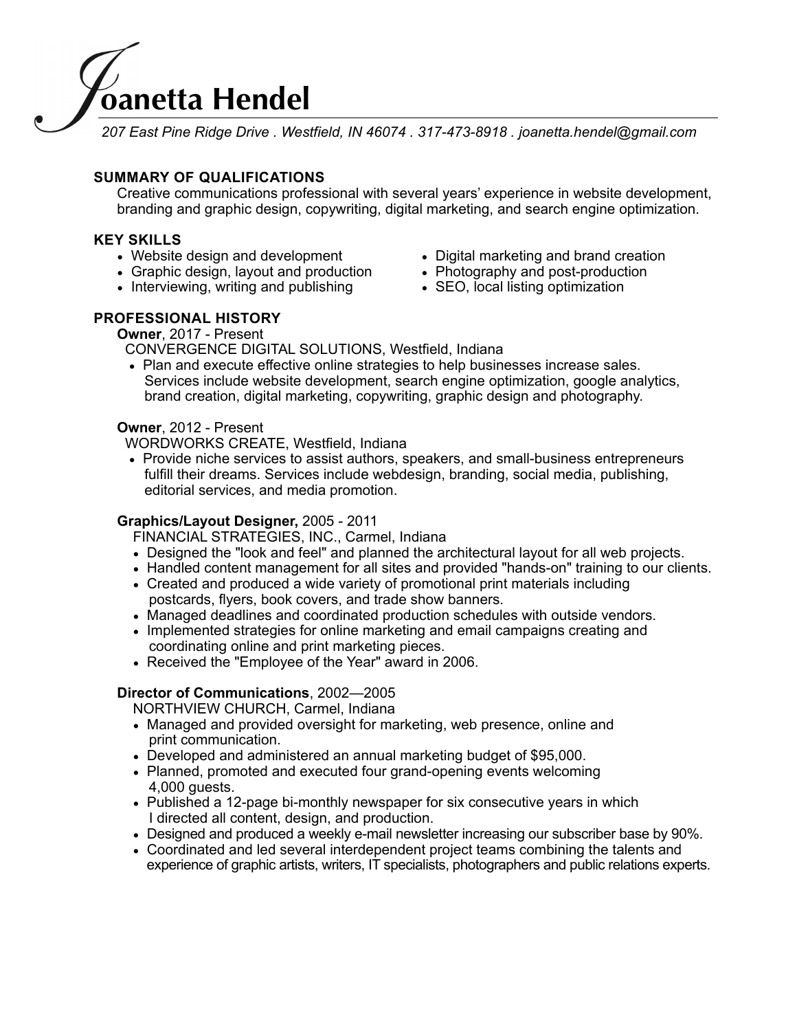# Joanetta Hendel

*207 East Pine Ridge Drive . Westfield, IN 46074 . 317-473-8918 . joanetta.hendel@gmail.com*

## SUMMARY OF QUALIFICATIONS

Creative communications professional with several years' experience in website development, branding and graphic design, copywriting, digital marketing, and search engine optimization.

## KEY SKILLS

- Website design and development
- Graphic design, layout and production
- Interviewing, writing and publishing
- Digital marketing and brand creation
- Photography and post-production
- SEO, local listing optimization

## PROFESSIONAL HISTORY

**Owner**, 2017 - Present
CONVERGENCE DIGITAL SOLUTIONS, Westfield, Indiana

- Plan and execute effective online strategies to help businesses increase sales. Services include website development, search engine optimization, google analytics, brand creation, digital marketing, copywriting, graphic design and photography.

**Owner**, 2012 - Present
WORDWORKS CREATE, Westfield, Indiana

- Provide niche services to assist authors, speakers, and small-business entrepreneurs fulfill their dreams. Services include webdesign, branding, social media, publishing, editorial services, and media promotion.

**Graphics/Layout Designer,** 2005 - 2011
FINANCIAL STRATEGIES, INC., Carmel, Indiana

- Designed the "look and feel" and planned the architectural layout for all web projects.
- Handled content management for all sites and provided "hands-on" training to our clients.
- Created and produced a wide variety of promotional print materials including postcards, flyers, book covers, and trade show banners.
- Managed deadlines and coordinated production schedules with outside vendors.
- Implemented strategies for online marketing and email campaigns creating and coordinating online and print marketing pieces.
- Received the "Employee of the Year" award in 2006.

**Director of Communications**, 2002—2005
NORTHVIEW CHURCH, Carmel, Indiana

- Managed and provided oversight for marketing, web presence, online and print communication.
- Developed and administered an annual marketing budget of $95,000.
- Planned, promoted and executed four grand-opening events welcoming 4,000 guests.
- Published a 12-page bi-monthly newspaper for six consecutive years in which I directed all content, design, and production.
- Designed and produced a weekly e-mail newsletter increasing our subscriber base by 90%.
- Coordinated and led several interdependent project teams combining the talents and experience of graphic artists, writers, IT specialists, photographers and public relations experts.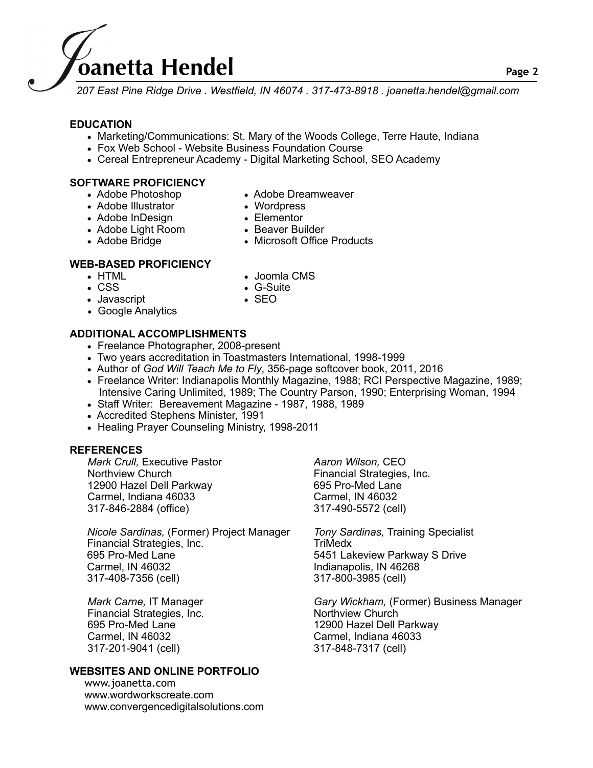# Joanetta Hendel

*207 East Pine Ridge Drive . Westfield, IN 46074 . 317-473-8918 . joanetta.hendel@gmail.com*

## EDUCATION

- Marketing/Communications: St. Mary of the Woods College, Terre Haute, Indiana
- Fox Web School - Website Business Foundation Course
- Cereal Entrepreneur Academy - Digital Marketing School, SEO Academy

## SOFTWARE PROFICIENCY

- Adobe Photoshop
- Adobe Illustrator
- Adobe InDesign
- Adobe Light Room
- Adobe Bridge
- Adobe Dreamweaver
- Wordpress
- Elementor
- Beaver Builder
- Microsoft Office Products

## WEB-BASED PROFICIENCY

- HTML
- CSS
- Javascript
- Google Analytics
- Joomla CMS
- G-Suite
- SEO

## ADDITIONAL ACCOMPLISHMENTS

- Freelance Photographer, 2008-present
- Two years accreditation in Toastmasters International, 1998-1999
- Author of *God Will Teach Me to Fly*, 356-page softcover book, 2011, 2016
- Freelance Writer: Indianapolis Monthly Magazine, 1988; RCI Perspective Magazine, 1989; Intensive Caring Unlimited, 1989; The Country Parson, 1990; Enterprising Woman, 1994
- Staff Writer: Bereavement Magazine - 1987, 1988, 1989
- Accredited Stephens Minister, 1991
- Healing Prayer Counseling Ministry, 1998-2011

## REFERENCES

*Mark Crull,* Executive Pastor
Northview Church
12900 Hazel Dell Parkway
Carmel, Indiana 46033
317-846-2884 (office)

*Aaron Wilson,* CEO
Financial Strategies, Inc.
695 Pro-Med Lane
Carmel, IN 46032
317-490-5572 (cell)

*Nicole Sardinas,* (Former) Project Manager
Financial Strategies, Inc.
695 Pro-Med Lane
Carmel, IN 46032
317-408-7356 (cell)

*Tony Sardinas,* Training Specialist
TriMedx
5451 Lakeview Parkway S Drive
Indianapolis, IN 46268
317-800-3985 (cell)

*Mark Carne,* IT Manager
Financial Strategies, Inc.
695 Pro-Med Lane
Carmel, IN 46032
317-201-9041 (cell)

*Gary Wickham,* (Former) Business Manager
Northview Church
12900 Hazel Dell Parkway
Carmel, Indiana 46033
317-848-7317 (cell)

## WEBSITES AND ONLINE PORTFOLIO

www.joanetta.com
www.wordworkscreate.com
www.convergencedigitalsolutions.com